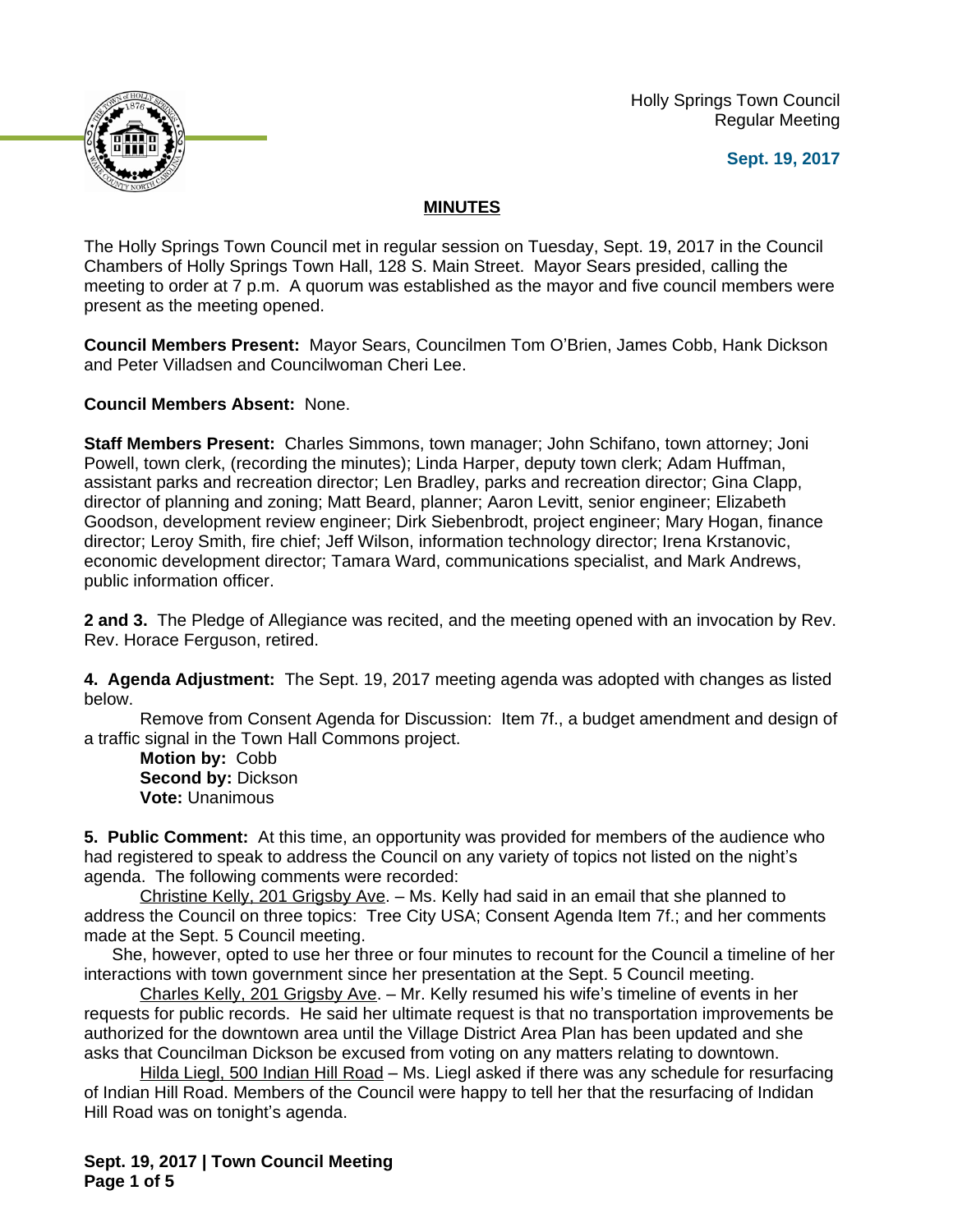Holly Springs Town Council
Regular Meeting

**Sept. 19, 2017**

## MINUTES

The Holly Springs Town Council met in regular session on Tuesday, Sept. 19, 2017 in the Council Chambers of Holly Springs Town Hall, 128 S. Main Street. Mayor Sears presided, calling the meeting to order at 7 p.m. A quorum was established as the mayor and five council members were present as the meeting opened.

**Council Members Present:** Mayor Sears, Councilmen Tom O'Brien, James Cobb, Hank Dickson and Peter Villadsen and Councilwoman Cheri Lee.

**Council Members Absent:** None.

**Staff Members Present:** Charles Simmons, town manager; John Schifano, town attorney; Joni Powell, town clerk, (recording the minutes); Linda Harper, deputy town clerk; Adam Huffman, assistant parks and recreation director; Len Bradley, parks and recreation director; Gina Clapp, director of planning and zoning; Matt Beard, planner; Aaron Levitt, senior engineer; Elizabeth Goodson, development review engineer; Dirk Siebenbrodt, project engineer; Mary Hogan, finance director; Leroy Smith, fire chief; Jeff Wilson, information technology director; Irena Krstanovic, economic development director; Tamara Ward, communications specialist, and Mark Andrews, public information officer.

**2 and 3.** The Pledge of Allegiance was recited, and the meeting opened with an invocation by Rev. Rev. Horace Ferguson, retired.

**4. Agenda Adjustment:** The Sept. 19, 2017 meeting agenda was adopted with changes as listed below.

Remove from Consent Agenda for Discussion: Item 7f., a budget amendment and design of a traffic signal in the Town Hall Commons project.

**Motion by:** Cobb
**Second by:** Dickson
**Vote:** Unanimous

**5. Public Comment:** At this time, an opportunity was provided for members of the audience who had registered to speak to address the Council on any variety of topics not listed on the night's agenda. The following comments were recorded:

Christine Kelly, 201 Grigsby Ave. – Ms. Kelly had said in an email that she planned to address the Council on three topics: Tree City USA; Consent Agenda Item 7f.; and her comments made at the Sept. 5 Council meeting.

She, however, opted to use her three or four minutes to recount for the Council a timeline of her interactions with town government since her presentation at the Sept. 5 Council meeting.

Charles Kelly, 201 Grigsby Ave. – Mr. Kelly resumed his wife's timeline of events in her requests for public records. He said her ultimate request is that no transportation improvements be authorized for the downtown area until the Village District Area Plan has been updated and she asks that Councilman Dickson be excused from voting on any matters relating to downtown.

Hilda Liegl, 500 Indian Hill Road – Ms. Liegl asked if there was any schedule for resurfacing of Indian Hill Road. Members of the Council were happy to tell her that the resurfacing of Indidan Hill Road was on tonight's agenda.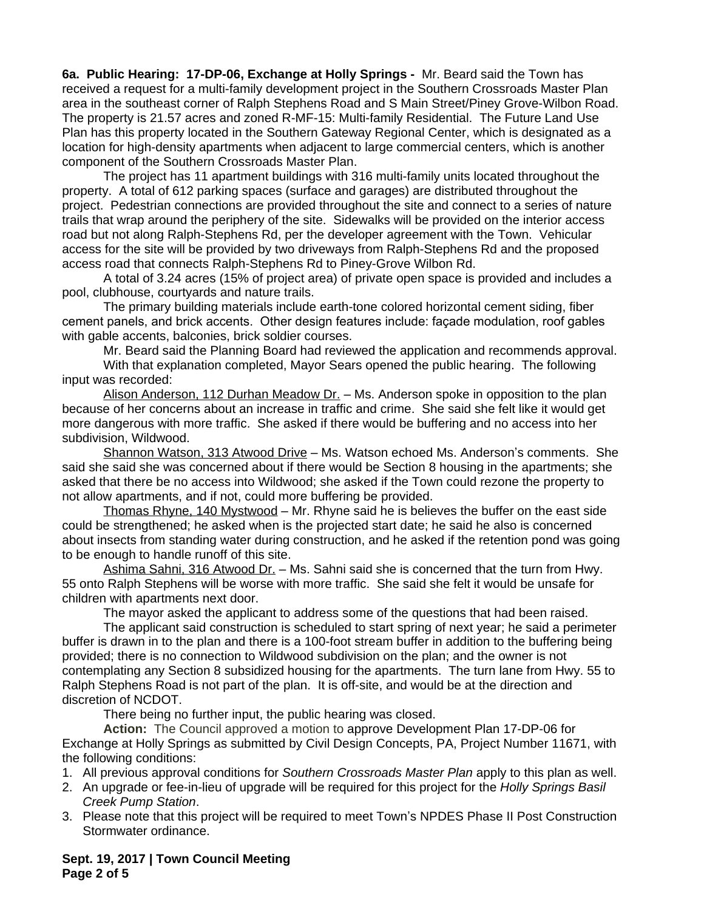**6a. Public Hearing: 17-DP-06, Exchange at Holly Springs -** Mr. Beard said the Town has received a request for a multi-family development project in the Southern Crossroads Master Plan area in the southeast corner of Ralph Stephens Road and S Main Street/Piney Grove-Wilbon Road. The property is 21.57 acres and zoned R-MF-15: Multi-family Residential. The Future Land Use Plan has this property located in the Southern Gateway Regional Center, which is designated as a location for high-density apartments when adjacent to large commercial centers, which is another component of the Southern Crossroads Master Plan.

The project has 11 apartment buildings with 316 multi-family units located throughout the property. A total of 612 parking spaces (surface and garages) are distributed throughout the project. Pedestrian connections are provided throughout the site and connect to a series of nature trails that wrap around the periphery of the site. Sidewalks will be provided on the interior access road but not along Ralph-Stephens Rd, per the developer agreement with the Town. Vehicular access for the site will be provided by two driveways from Ralph-Stephens Rd and the proposed access road that connects Ralph-Stephens Rd to Piney-Grove Wilbon Rd.

A total of 3.24 acres (15% of project area) of private open space is provided and includes a pool, clubhouse, courtyards and nature trails.

The primary building materials include earth-tone colored horizontal cement siding, fiber cement panels, and brick accents. Other design features include: façade modulation, roof gables with gable accents, balconies, brick soldier courses.

Mr. Beard said the Planning Board had reviewed the application and recommends approval.

With that explanation completed, Mayor Sears opened the public hearing. The following input was recorded:

Alison Anderson, 112 Durhan Meadow Dr. – Ms. Anderson spoke in opposition to the plan because of her concerns about an increase in traffic and crime. She said she felt like it would get more dangerous with more traffic. She asked if there would be buffering and no access into her subdivision, Wildwood.

Shannon Watson, 313 Atwood Drive – Ms. Watson echoed Ms. Anderson's comments. She said she said she was concerned about if there would be Section 8 housing in the apartments; she asked that there be no access into Wildwood; she asked if the Town could rezone the property to not allow apartments, and if not, could more buffering be provided.

Thomas Rhyne, 140 Mystwood – Mr. Rhyne said he is believes the buffer on the east side could be strengthened; he asked when is the projected start date; he said he also is concerned about insects from standing water during construction, and he asked if the retention pond was going to be enough to handle runoff of this site.

Ashima Sahni, 316 Atwood Dr. – Ms. Sahni said she is concerned that the turn from Hwy. 55 onto Ralph Stephens will be worse with more traffic. She said she felt it would be unsafe for children with apartments next door.

The mayor asked the applicant to address some of the questions that had been raised.

The applicant said construction is scheduled to start spring of next year; he said a perimeter buffer is drawn in to the plan and there is a 100-foot stream buffer in addition to the buffering being provided; there is no connection to Wildwood subdivision on the plan; and the owner is not contemplating any Section 8 subsidized housing for the apartments. The turn lane from Hwy. 55 to Ralph Stephens Road is not part of the plan. It is off-site, and would be at the direction and discretion of NCDOT.

There being no further input, the public hearing was closed.

**Action:** The Council approved a motion to approve Development Plan 17-DP-06 for Exchange at Holly Springs as submitted by Civil Design Concepts, PA, Project Number 11671, with the following conditions:

1. All previous approval conditions for *Southern Crossroads Master Plan* apply to this plan as well.
2. An upgrade or fee-in-lieu of upgrade will be required for this project for the *Holly Springs Basil Creek Pump Station*.
3. Please note that this project will be required to meet Town's NPDES Phase II Post Construction Stormwater ordinance.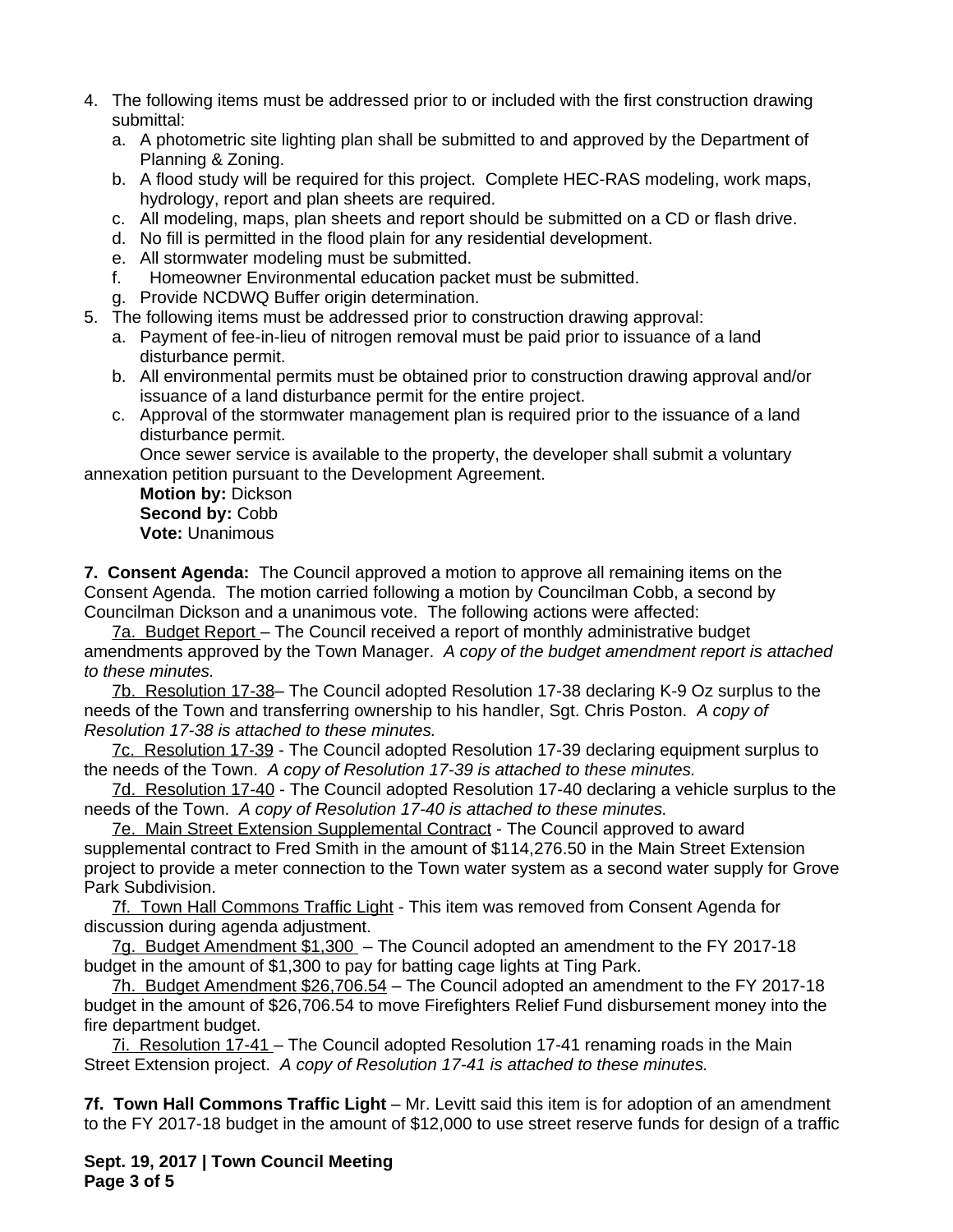4. The following items must be addressed prior to or included with the first construction drawing submittal:
   a. A photometric site lighting plan shall be submitted to and approved by the Department of Planning & Zoning.
   b. A flood study will be required for this project. Complete HEC-RAS modeling, work maps, hydrology, report and plan sheets are required.
   c. All modeling, maps, plan sheets and report should be submitted on a CD or flash drive.
   d. No fill is permitted in the flood plain for any residential development.
   e. All stormwater modeling must be submitted.
   f. Homeowner Environmental education packet must be submitted.
   g. Provide NCDWQ Buffer origin determination.
5. The following items must be addressed prior to construction drawing approval:
   a. Payment of fee-in-lieu of nitrogen removal must be paid prior to issuance of a land disturbance permit.
   b. All environmental permits must be obtained prior to construction drawing approval and/or issuance of a land disturbance permit for the entire project.
   c. Approval of the stormwater management plan is required prior to the issuance of a land disturbance permit.

Once sewer service is available to the property, the developer shall submit a voluntary annexation petition pursuant to the Development Agreement.

**Motion by:** Dickson
**Second by:** Cobb
**Vote:** Unanimous

**7. Consent Agenda:** The Council approved a motion to approve all remaining items on the Consent Agenda. The motion carried following a motion by Councilman Cobb, a second by Councilman Dickson and a unanimous vote. The following actions were affected:

7a. Budget Report – The Council received a report of monthly administrative budget amendments approved by the Town Manager. *A copy of the budget amendment report is attached to these minutes.*

7b. Resolution 17-38– The Council adopted Resolution 17-38 declaring K-9 Oz surplus to the needs of the Town and transferring ownership to his handler, Sgt. Chris Poston. *A copy of Resolution 17-38 is attached to these minutes.*

7c. Resolution 17-39 - The Council adopted Resolution 17-39 declaring equipment surplus to the needs of the Town. *A copy of Resolution 17-39 is attached to these minutes.*

7d. Resolution 17-40 - The Council adopted Resolution 17-40 declaring a vehicle surplus to the needs of the Town. *A copy of Resolution 17-40 is attached to these minutes.*

7e. Main Street Extension Supplemental Contract - The Council approved to award supplemental contract to Fred Smith in the amount of $114,276.50 in the Main Street Extension project to provide a meter connection to the Town water system as a second water supply for Grove Park Subdivision.

7f. Town Hall Commons Traffic Light - This item was removed from Consent Agenda for discussion during agenda adjustment.

7g. Budget Amendment $1,300 – The Council adopted an amendment to the FY 2017-18 budget in the amount of $1,300 to pay for batting cage lights at Ting Park.

7h. Budget Amendment $26,706.54 – The Council adopted an amendment to the FY 2017-18 budget in the amount of $26,706.54 to move Firefighters Relief Fund disbursement money into the fire department budget.

7i. Resolution 17-41 – The Council adopted Resolution 17-41 renaming roads in the Main Street Extension project. *A copy of Resolution 17-41 is attached to these minutes.*

**7f. Town Hall Commons Traffic Light** – Mr. Levitt said this item is for adoption of an amendment to the FY 2017-18 budget in the amount of $12,000 to use street reserve funds for design of a traffic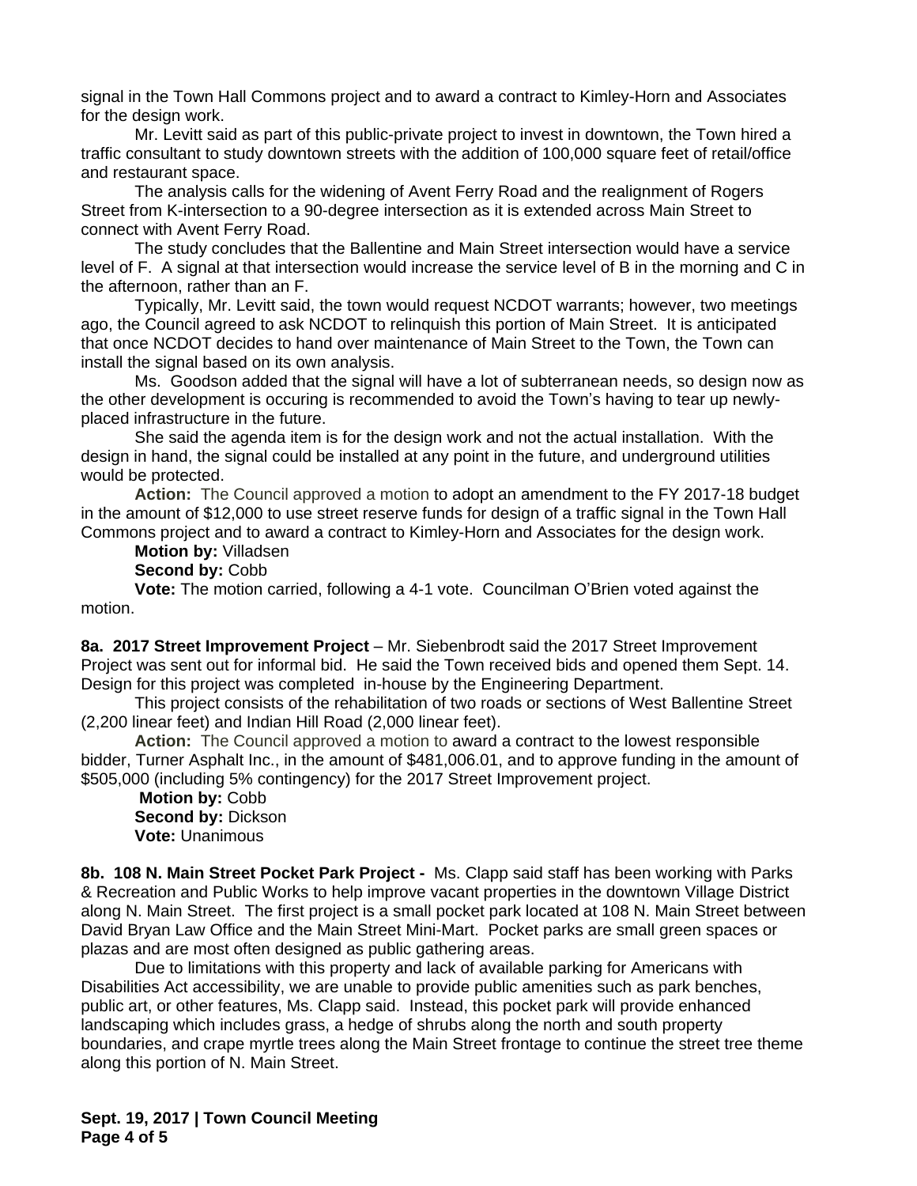signal in the Town Hall Commons project and to award a contract to Kimley-Horn and Associates for the design work.

Mr. Levitt said as part of this public-private project to invest in downtown, the Town hired a traffic consultant to study downtown streets with the addition of 100,000 square feet of retail/office and restaurant space.

The analysis calls for the widening of Avent Ferry Road and the realignment of Rogers Street from K-intersection to a 90-degree intersection as it is extended across Main Street to connect with Avent Ferry Road.

The study concludes that the Ballentine and Main Street intersection would have a service level of F. A signal at that intersection would increase the service level of B in the morning and C in the afternoon, rather than an F.

Typically, Mr. Levitt said, the town would request NCDOT warrants; however, two meetings ago, the Council agreed to ask NCDOT to relinquish this portion of Main Street. It is anticipated that once NCDOT decides to hand over maintenance of Main Street to the Town, the Town can install the signal based on its own analysis.

Ms. Goodson added that the signal will have a lot of subterranean needs, so design now as the other development is occuring is recommended to avoid the Town's having to tear up newly-placed infrastructure in the future.

She said the agenda item is for the design work and not the actual installation. With the design in hand, the signal could be installed at any point in the future, and underground utilities would be protected.

**Action:** The Council approved a motion to adopt an amendment to the FY 2017-18 budget in the amount of $12,000 to use street reserve funds for design of a traffic signal in the Town Hall Commons project and to award a contract to Kimley-Horn and Associates for the design work.

**Motion by:** Villadsen

**Second by:** Cobb

**Vote:** The motion carried, following a 4-1 vote. Councilman O'Brien voted against the motion.

**8a. 2017 Street Improvement Project** – Mr. Siebenbrodt said the 2017 Street Improvement Project was sent out for informal bid. He said the Town received bids and opened them Sept. 14. Design for this project was completed in-house by the Engineering Department.

This project consists of the rehabilitation of two roads or sections of West Ballentine Street (2,200 linear feet) and Indian Hill Road (2,000 linear feet).

**Action:** The Council approved a motion to award a contract to the lowest responsible bidder, Turner Asphalt Inc., in the amount of $481,006.01, and to approve funding in the amount of $505,000 (including 5% contingency) for the 2017 Street Improvement project.

**Motion by:** Cobb

**Second by:** Dickson

**Vote:** Unanimous

**8b. 108 N. Main Street Pocket Park Project -** Ms. Clapp said staff has been working with Parks & Recreation and Public Works to help improve vacant properties in the downtown Village District along N. Main Street. The first project is a small pocket park located at 108 N. Main Street between David Bryan Law Office and the Main Street Mini-Mart. Pocket parks are small green spaces or plazas and are most often designed as public gathering areas.

Due to limitations with this property and lack of available parking for Americans with Disabilities Act accessibility, we are unable to provide public amenities such as park benches, public art, or other features, Ms. Clapp said. Instead, this pocket park will provide enhanced landscaping which includes grass, a hedge of shrubs along the north and south property boundaries, and crape myrtle trees along the Main Street frontage to continue the street tree theme along this portion of N. Main Street.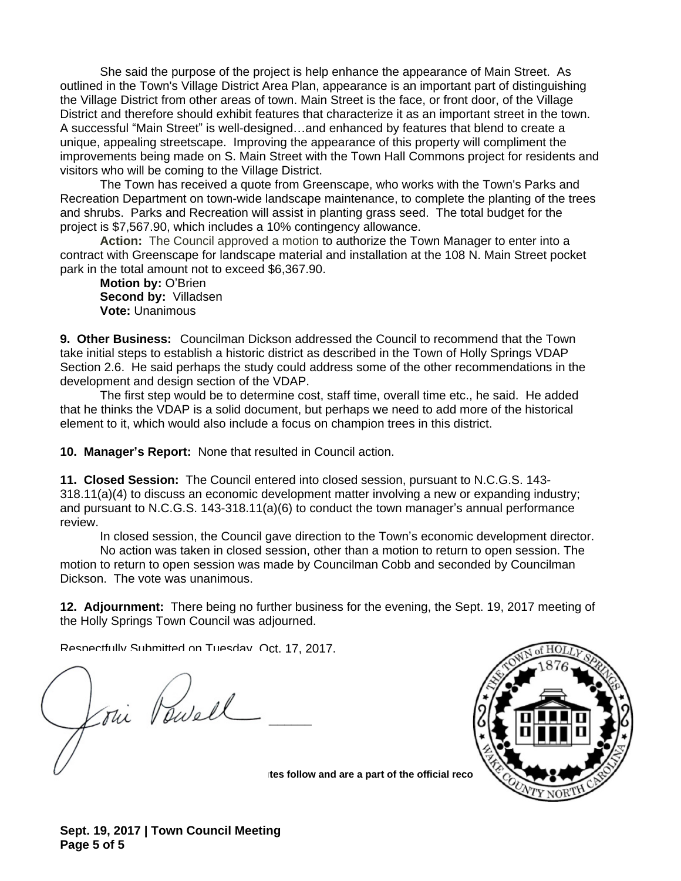She said the purpose of the project is help enhance the appearance of Main Street. As outlined in the Town's Village District Area Plan, appearance is an important part of distinguishing the Village District from other areas of town. Main Street is the face, or front door, of the Village District and therefore should exhibit features that characterize it as an important street in the town. A successful "Main Street" is well-designed…and enhanced by features that blend to create a unique, appealing streetscape. Improving the appearance of this property will compliment the improvements being made on S. Main Street with the Town Hall Commons project for residents and visitors who will be coming to the Village District.

The Town has received a quote from Greenscape, who works with the Town's Parks and Recreation Department on town-wide landscape maintenance, to complete the planting of the trees and shrubs. Parks and Recreation will assist in planting grass seed. The total budget for the project is $7,567.90, which includes a 10% contingency allowance.

**Action:** The Council approved a motion to authorize the Town Manager to enter into a contract with Greenscape for landscape material and installation at the 108 N. Main Street pocket park in the total amount not to exceed $6,367.90.

**Motion by:** O'Brien
**Second by:** Villadsen
**Vote:** Unanimous

**9. Other Business:** Councilman Dickson addressed the Council to recommend that the Town take initial steps to establish a historic district as described in the Town of Holly Springs VDAP Section 2.6. He said perhaps the study could address some of the other recommendations in the development and design section of the VDAP.

The first step would be to determine cost, staff time, overall time etc., he said. He added that he thinks the VDAP is a solid document, but perhaps we need to add more of the historical element to it, which would also include a focus on champion trees in this district.

**10. Manager's Report:** None that resulted in Council action.

**11. Closed Session:** The Council entered into closed session, pursuant to N.C.G.S. 143-318.11(a)(4) to discuss an economic development matter involving a new or expanding industry; and pursuant to N.C.G.S. 143-318.11(a)(6) to conduct the town manager's annual performance review.

In closed session, the Council gave direction to the Town's economic development director.

No action was taken in closed session, other than a motion to return to open session. The motion to return to open session was made by Councilman Cobb and seconded by Councilman Dickson. The vote was unanimous.

**12. Adjournment:** There being no further business for the evening, the Sept. 19, 2017 meeting of the Holly Springs Town Council was adjourned.

Respectfully Submitted on Tuesday, Oct. 17, 2017.

Joni Powell

**…tes follow and are a part of the official reco…**